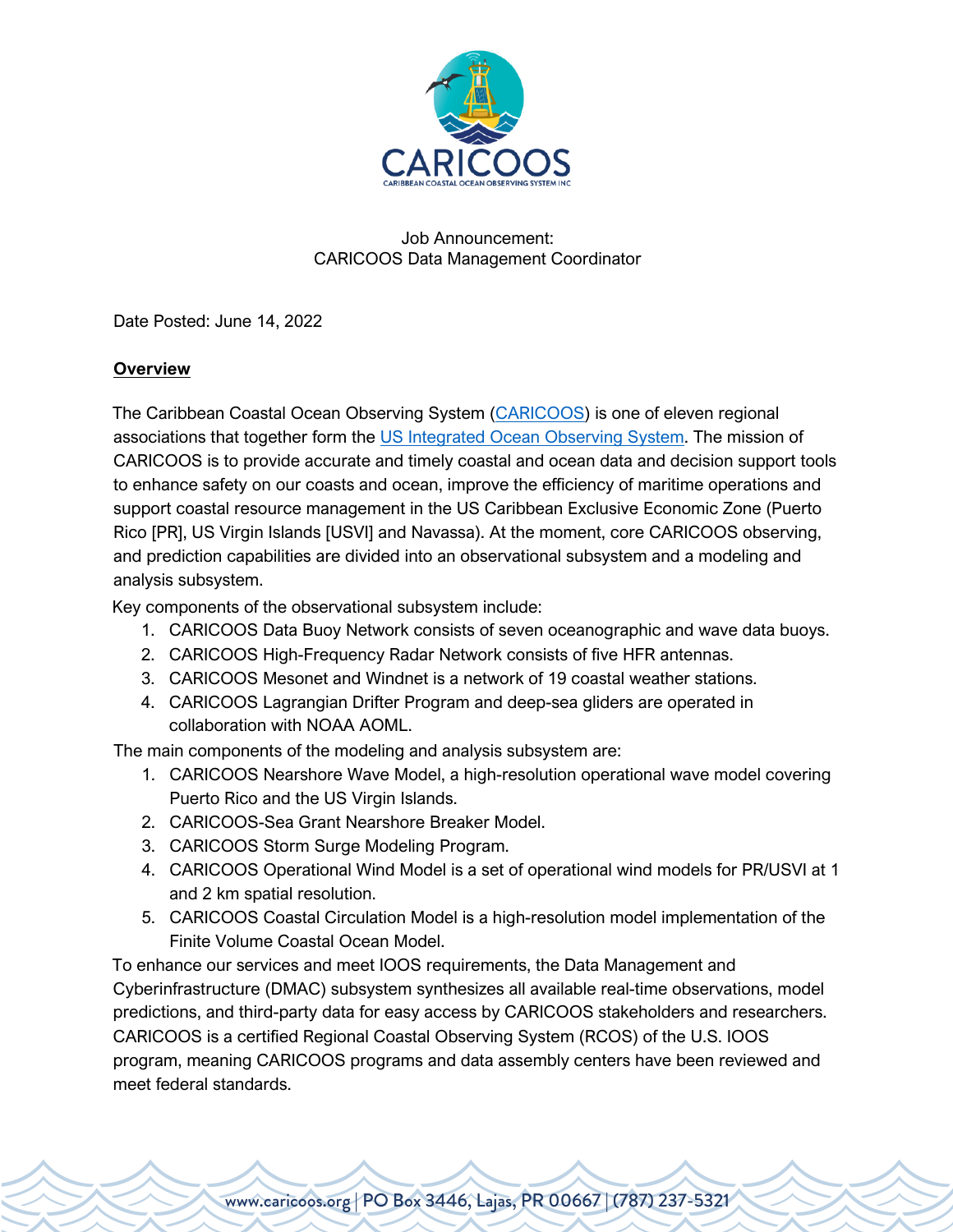# Job Announcement:
# CARICOOS Data Management Coordinator

Date Posted: June 14, 2022

## Overview

The Caribbean Coastal Ocean Observing System (CARICOOS) is one of eleven regional associations that together form the US Integrated Ocean Observing System. The mission of CARICOOS is to provide accurate and timely coastal and ocean data and decision support tools to enhance safety on our coasts and ocean, improve the efficiency of maritime operations and support coastal resource management in the US Caribbean Exclusive Economic Zone (Puerto Rico [PR], US Virgin Islands [USVI] and Navassa). At the moment, core CARICOOS observing, and prediction capabilities are divided into an observational subsystem and a modeling and analysis subsystem.

Key components of the observational subsystem include:

1. CARICOOS Data Buoy Network consists of seven oceanographic and wave data buoys.
2. CARICOOS High-Frequency Radar Network consists of five HFR antennas.
3. CARICOOS Mesonet and Windnet is a network of 19 coastal weather stations.
4. CARICOOS Lagrangian Drifter Program and deep-sea gliders are operated in collaboration with NOAA AOML.

The main components of the modeling and analysis subsystem are:

1. CARICOOS Nearshore Wave Model, a high-resolution operational wave model covering Puerto Rico and the US Virgin Islands.
2. CARICOOS-Sea Grant Nearshore Breaker Model.
3. CARICOOS Storm Surge Modeling Program.
4. CARICOOS Operational Wind Model is a set of operational wind models for PR/USVI at 1 and 2 km spatial resolution.
5. CARICOOS Coastal Circulation Model is a high-resolution model implementation of the Finite Volume Coastal Ocean Model.

To enhance our services and meet IOOS requirements, the Data Management and Cyberinfrastructure (DMAC) subsystem synthesizes all available real-time observations, model predictions, and third-party data for easy access by CARICOOS stakeholders and researchers. CARICOOS is a certified Regional Coastal Observing System (RCOS) of the U.S. IOOS program, meaning CARICOOS programs and data assembly centers have been reviewed and meet federal standards.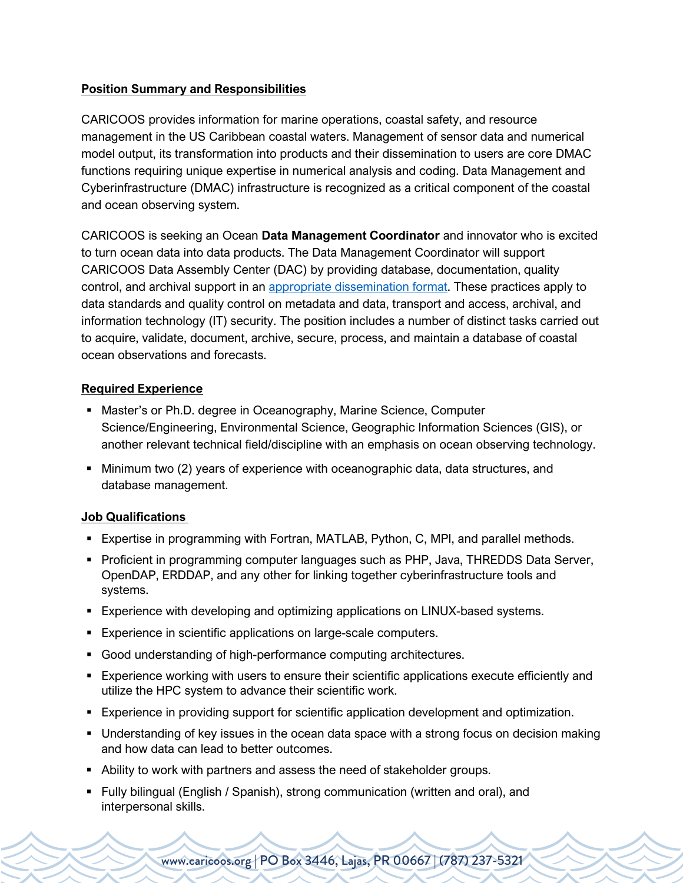**Position Summary and Responsibilities**

CARICOOS provides information for marine operations, coastal safety, and resource management in the US Caribbean coastal waters. Management of sensor data and numerical model output, its transformation into products and their dissemination to users are core DMAC functions requiring unique expertise in numerical analysis and coding. Data Management and Cyberinfrastructure (DMAC) infrastructure is recognized as a critical component of the coastal and ocean observing system.

CARICOOS is seeking an Ocean **Data Management Coordinator** and innovator who is excited to turn ocean data into data products. The Data Management Coordinator will support CARICOOS Data Assembly Center (DAC) by providing database, documentation, quality control, and archival support in an appropriate dissemination format. These practices apply to data standards and quality control on metadata and data, transport and access, archival, and information technology (IT) security. The position includes a number of distinct tasks carried out to acquire, validate, document, archive, secure, process, and maintain a database of coastal ocean observations and forecasts.

**Required Experience**

- Master's or Ph.D. degree in Oceanography, Marine Science, Computer Science/Engineering, Environmental Science, Geographic Information Sciences (GIS), or another relevant technical field/discipline with an emphasis on ocean observing technology.
- Minimum two (2) years of experience with oceanographic data, data structures, and database management.

**Job Qualifications**

- Expertise in programming with Fortran, MATLAB, Python, C, MPI, and parallel methods.
- Proficient in programming computer languages such as PHP, Java, THREDDS Data Server, OpenDAP, ERDDAP, and any other for linking together cyberinfrastructure tools and systems.
- Experience with developing and optimizing applications on LINUX-based systems.
- Experience in scientific applications on large-scale computers.
- Good understanding of high-performance computing architectures.
- Experience working with users to ensure their scientific applications execute efficiently and utilize the HPC system to advance their scientific work.
- Experience in providing support for scientific application development and optimization.
- Understanding of key issues in the ocean data space with a strong focus on decision making and how data can lead to better outcomes.
- Ability to work with partners and assess the need of stakeholder groups.
- Fully bilingual (English / Spanish), strong communication (written and oral), and interpersonal skills.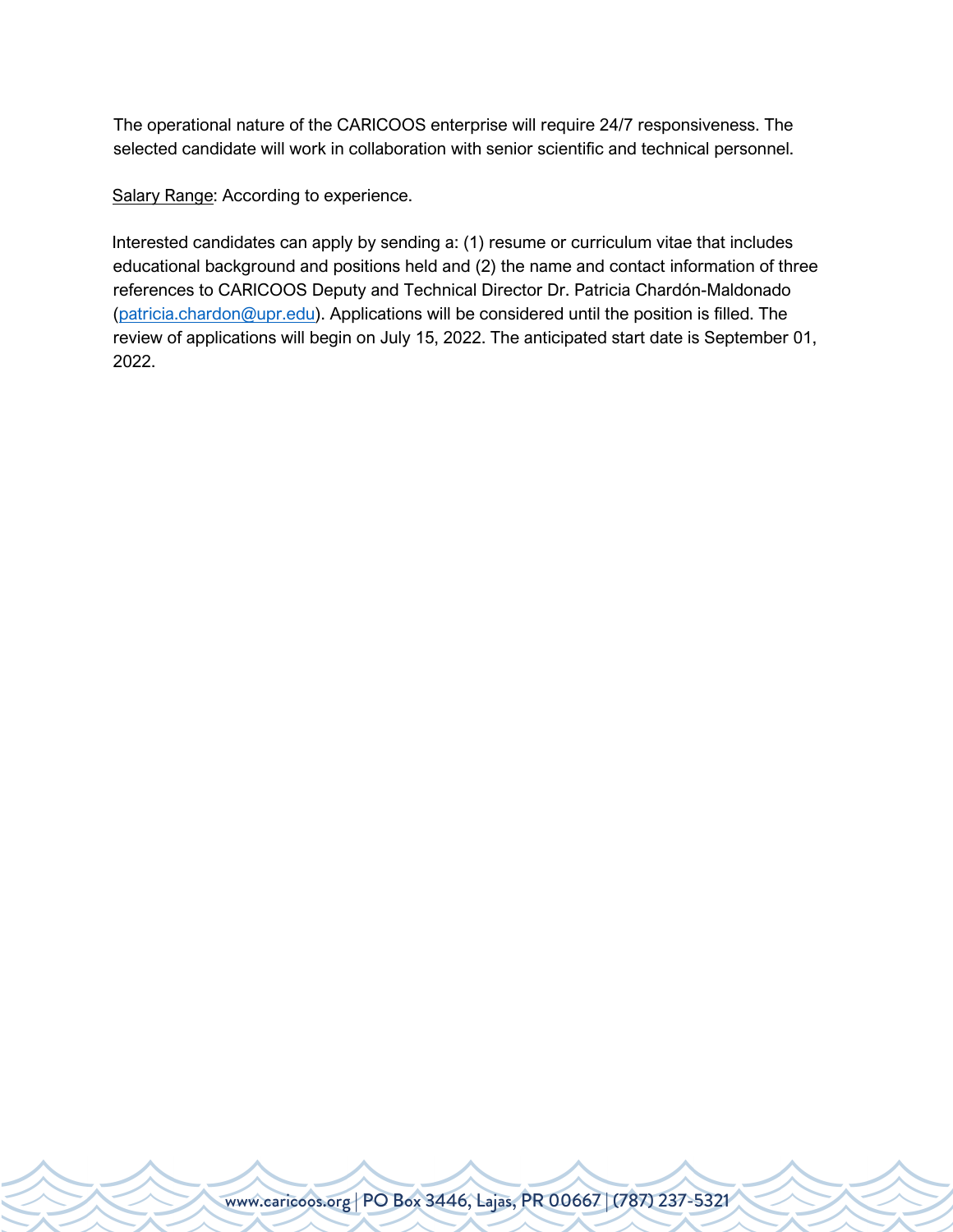The operational nature of the CARICOOS enterprise will require 24/7 responsiveness. The selected candidate will work in collaboration with senior scientific and technical personnel.

Salary Range: According to experience.

Interested candidates can apply by sending a: (1) resume or curriculum vitae that includes educational background and positions held and (2) the name and contact information of three references to CARICOOS Deputy and Technical Director Dr. Patricia Chardón-Maldonado (patricia.chardon@upr.edu). Applications will be considered until the position is filled. The review of applications will begin on July 15, 2022. The anticipated start date is September 01, 2022.